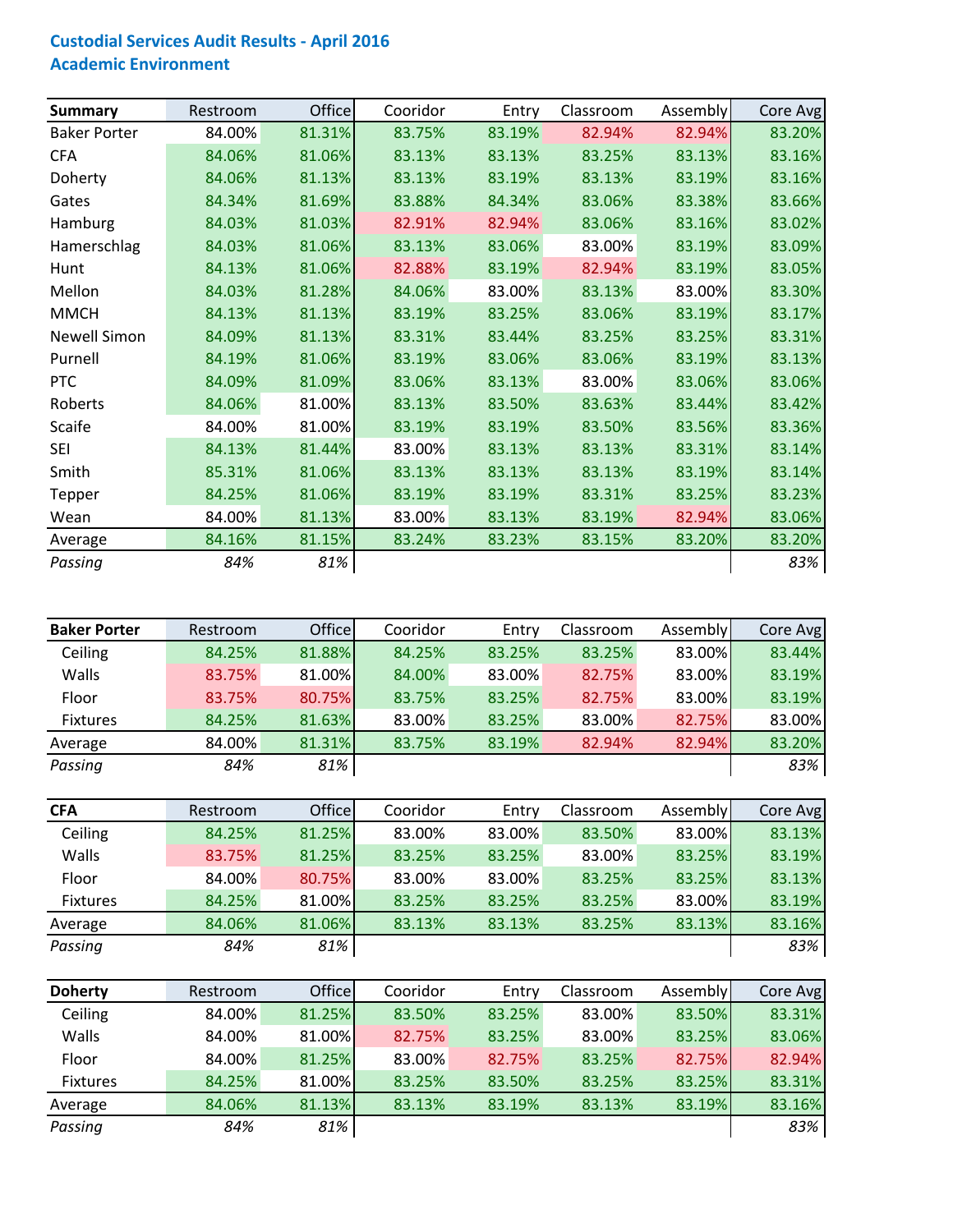# Custodial Services Audit Results - April 2016
## Academic Environment

| Summary | Restroom | Office | Cooridor | Entry | Classroom | Assembly | Core Avg |
|---|---|---|---|---|---|---|---|
| Baker Porter | 84.00% | 81.31% | 83.75% | 83.19% | 82.94% | 82.94% | 83.20% |
| CFA | 84.06% | 81.06% | 83.13% | 83.13% | 83.25% | 83.13% | 83.16% |
| Doherty | 84.06% | 81.13% | 83.13% | 83.19% | 83.13% | 83.19% | 83.16% |
| Gates | 84.34% | 81.69% | 83.88% | 84.34% | 83.06% | 83.38% | 83.66% |
| Hamburg | 84.03% | 81.03% | 82.91% | 82.94% | 83.06% | 83.16% | 83.02% |
| Hamerschlag | 84.03% | 81.06% | 83.13% | 83.06% | 83.00% | 83.19% | 83.09% |
| Hunt | 84.13% | 81.06% | 82.88% | 83.19% | 82.94% | 83.19% | 83.05% |
| Mellon | 84.03% | 81.28% | 84.06% | 83.00% | 83.13% | 83.00% | 83.30% |
| MMCH | 84.13% | 81.13% | 83.19% | 83.25% | 83.06% | 83.19% | 83.17% |
| Newell Simon | 84.09% | 81.13% | 83.31% | 83.44% | 83.25% | 83.25% | 83.31% |
| Purnell | 84.19% | 81.06% | 83.19% | 83.06% | 83.06% | 83.19% | 83.13% |
| PTC | 84.09% | 81.09% | 83.06% | 83.13% | 83.00% | 83.06% | 83.06% |
| Roberts | 84.06% | 81.00% | 83.13% | 83.50% | 83.63% | 83.44% | 83.42% |
| Scaife | 84.00% | 81.00% | 83.19% | 83.19% | 83.50% | 83.56% | 83.36% |
| SEI | 84.13% | 81.44% | 83.00% | 83.13% | 83.13% | 83.31% | 83.14% |
| Smith | 85.31% | 81.06% | 83.13% | 83.13% | 83.13% | 83.19% | 83.14% |
| Tepper | 84.25% | 81.06% | 83.19% | 83.19% | 83.31% | 83.25% | 83.23% |
| Wean | 84.00% | 81.13% | 83.00% | 83.13% | 83.19% | 82.94% | 83.06% |
| Average | 84.16% | 81.15% | 83.24% | 83.23% | 83.15% | 83.20% | 83.20% |
| *Passing* | *84%* | *81%* | | | | | *83%* |

| Baker Porter | Restroom | Office | Cooridor | Entry | Classroom | Assembly | Core Avg |
|---|---|---|---|---|---|---|---|
| Ceiling | 84.25% | 81.88% | 84.25% | 83.25% | 83.25% | 83.00% | 83.44% |
| Walls | 83.75% | 81.00% | 84.00% | 83.00% | 82.75% | 83.00% | 83.19% |
| Floor | 83.75% | 80.75% | 83.75% | 83.25% | 82.75% | 83.00% | 83.19% |
| Fixtures | 84.25% | 81.63% | 83.00% | 83.25% | 83.00% | 82.75% | 83.00% |
| Average | 84.00% | 81.31% | 83.75% | 83.19% | 82.94% | 82.94% | 83.20% |
| *Passing* | *84%* | *81%* | | | | | *83%* |

| CFA | Restroom | Office | Cooridor | Entry | Classroom | Assembly | Core Avg |
|---|---|---|---|---|---|---|---|
| Ceiling | 84.25% | 81.25% | 83.00% | 83.00% | 83.50% | 83.00% | 83.13% |
| Walls | 83.75% | 81.25% | 83.25% | 83.25% | 83.00% | 83.25% | 83.19% |
| Floor | 84.00% | 80.75% | 83.00% | 83.00% | 83.25% | 83.25% | 83.13% |
| Fixtures | 84.25% | 81.00% | 83.25% | 83.25% | 83.25% | 83.00% | 83.19% |
| Average | 84.06% | 81.06% | 83.13% | 83.13% | 83.25% | 83.13% | 83.16% |
| *Passing* | *84%* | *81%* | | | | | *83%* |

| Doherty | Restroom | Office | Cooridor | Entry | Classroom | Assembly | Core Avg |
|---|---|---|---|---|---|---|---|
| Ceiling | 84.00% | 81.25% | 83.50% | 83.25% | 83.00% | 83.50% | 83.31% |
| Walls | 84.00% | 81.00% | 82.75% | 83.25% | 83.00% | 83.25% | 83.06% |
| Floor | 84.00% | 81.25% | 83.00% | 82.75% | 83.25% | 82.75% | 82.94% |
| Fixtures | 84.25% | 81.00% | 83.25% | 83.50% | 83.25% | 83.25% | 83.31% |
| Average | 84.06% | 81.13% | 83.13% | 83.19% | 83.13% | 83.19% | 83.16% |
| *Passing* | *84%* | *81%* | | | | | *83%* |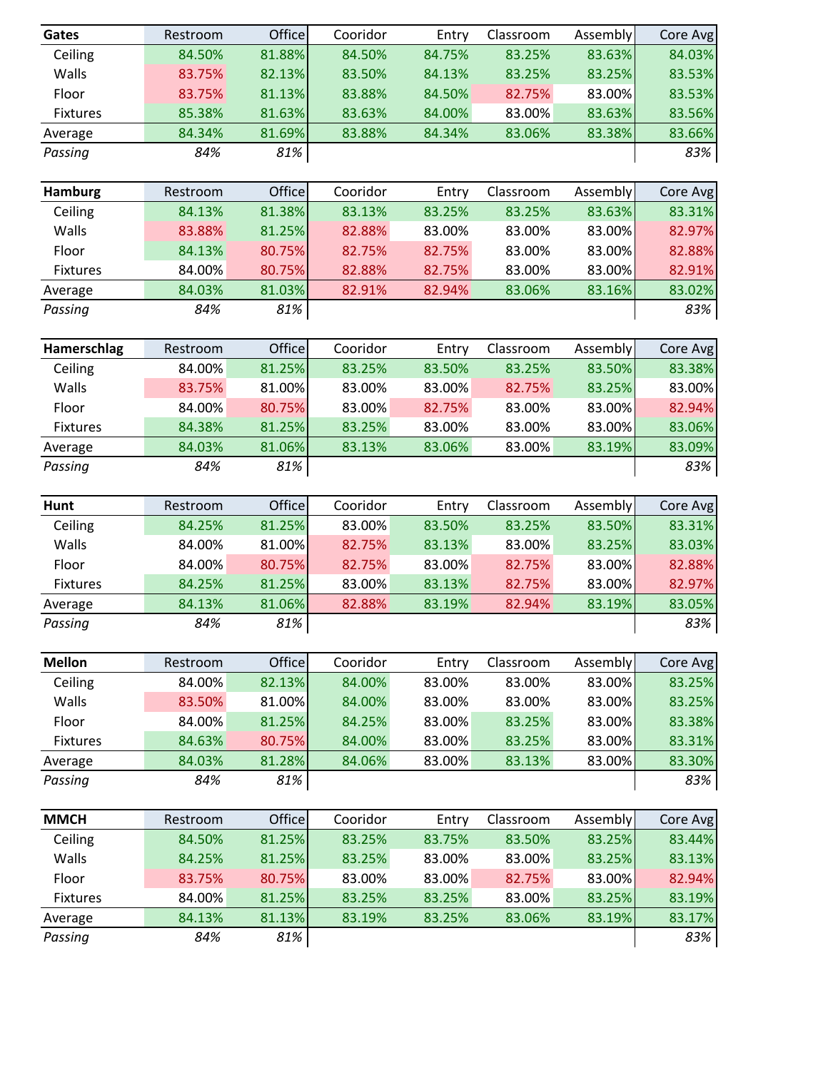| Gates | Restroom | Office | Cooridor | Entry | Classroom | Assembly | Core Avg |
|---|---|---|---|---|---|---|---|
| Ceiling | 84.50% | 81.88% | 84.50% | 84.75% | 83.25% | 83.63% | 84.03% |
| Walls | 83.75% | 82.13% | 83.50% | 84.13% | 83.25% | 83.25% | 83.53% |
| Floor | 83.75% | 81.13% | 83.88% | 84.50% | 82.75% | 83.00% | 83.53% |
| Fixtures | 85.38% | 81.63% | 83.63% | 84.00% | 83.00% | 83.63% | 83.56% |
| Average | 84.34% | 81.69% | 83.88% | 84.34% | 83.06% | 83.38% | 83.66% |
| *Passing* | *84%* | *81%* | | | | | *83%* |

| Hamburg | Restroom | Office | Cooridor | Entry | Classroom | Assembly | Core Avg |
|---|---|---|---|---|---|---|---|
| Ceiling | 84.13% | 81.38% | 83.13% | 83.25% | 83.25% | 83.63% | 83.31% |
| Walls | 83.88% | 81.25% | 82.88% | 83.00% | 83.00% | 83.00% | 82.97% |
| Floor | 84.13% | 80.75% | 82.75% | 82.75% | 83.00% | 83.00% | 82.88% |
| Fixtures | 84.00% | 80.75% | 82.88% | 82.75% | 83.00% | 83.00% | 82.91% |
| Average | 84.03% | 81.03% | 82.91% | 82.94% | 83.06% | 83.16% | 83.02% |
| *Passing* | *84%* | *81%* | | | | | *83%* |

| Hamerschlag | Restroom | Office | Cooridor | Entry | Classroom | Assembly | Core Avg |
|---|---|---|---|---|---|---|---|
| Ceiling | 84.00% | 81.25% | 83.25% | 83.50% | 83.25% | 83.50% | 83.38% |
| Walls | 83.75% | 81.00% | 83.00% | 83.00% | 82.75% | 83.25% | 83.00% |
| Floor | 84.00% | 80.75% | 83.00% | 82.75% | 83.00% | 83.00% | 82.94% |
| Fixtures | 84.38% | 81.25% | 83.25% | 83.00% | 83.00% | 83.00% | 83.06% |
| Average | 84.03% | 81.06% | 83.13% | 83.06% | 83.00% | 83.19% | 83.09% |
| *Passing* | *84%* | *81%* | | | | | *83%* |

| Hunt | Restroom | Office | Cooridor | Entry | Classroom | Assembly | Core Avg |
|---|---|---|---|---|---|---|---|
| Ceiling | 84.25% | 81.25% | 83.00% | 83.50% | 83.25% | 83.50% | 83.31% |
| Walls | 84.00% | 81.00% | 82.75% | 83.13% | 83.00% | 83.25% | 83.03% |
| Floor | 84.00% | 80.75% | 82.75% | 83.00% | 82.75% | 83.00% | 82.88% |
| Fixtures | 84.25% | 81.25% | 83.00% | 83.13% | 82.75% | 83.00% | 82.97% |
| Average | 84.13% | 81.06% | 82.88% | 83.19% | 82.94% | 83.19% | 83.05% |
| *Passing* | *84%* | *81%* | | | | | *83%* |

| Mellon | Restroom | Office | Cooridor | Entry | Classroom | Assembly | Core Avg |
|---|---|---|---|---|---|---|---|
| Ceiling | 84.00% | 82.13% | 84.00% | 83.00% | 83.00% | 83.00% | 83.25% |
| Walls | 83.50% | 81.00% | 84.00% | 83.00% | 83.00% | 83.00% | 83.25% |
| Floor | 84.00% | 81.25% | 84.25% | 83.00% | 83.25% | 83.00% | 83.38% |
| Fixtures | 84.63% | 80.75% | 84.00% | 83.00% | 83.25% | 83.00% | 83.31% |
| Average | 84.03% | 81.28% | 84.06% | 83.00% | 83.13% | 83.00% | 83.30% |
| *Passing* | *84%* | *81%* | | | | | *83%* |

| MMCH | Restroom | Office | Cooridor | Entry | Classroom | Assembly | Core Avg |
|---|---|---|---|---|---|---|---|
| Ceiling | 84.50% | 81.25% | 83.25% | 83.75% | 83.50% | 83.25% | 83.44% |
| Walls | 84.25% | 81.25% | 83.25% | 83.00% | 83.00% | 83.25% | 83.13% |
| Floor | 83.75% | 80.75% | 83.00% | 83.00% | 82.75% | 83.00% | 82.94% |
| Fixtures | 84.00% | 81.25% | 83.25% | 83.25% | 83.00% | 83.25% | 83.19% |
| Average | 84.13% | 81.13% | 83.19% | 83.25% | 83.06% | 83.19% | 83.17% |
| *Passing* | *84%* | *81%* | | | | | *83%* |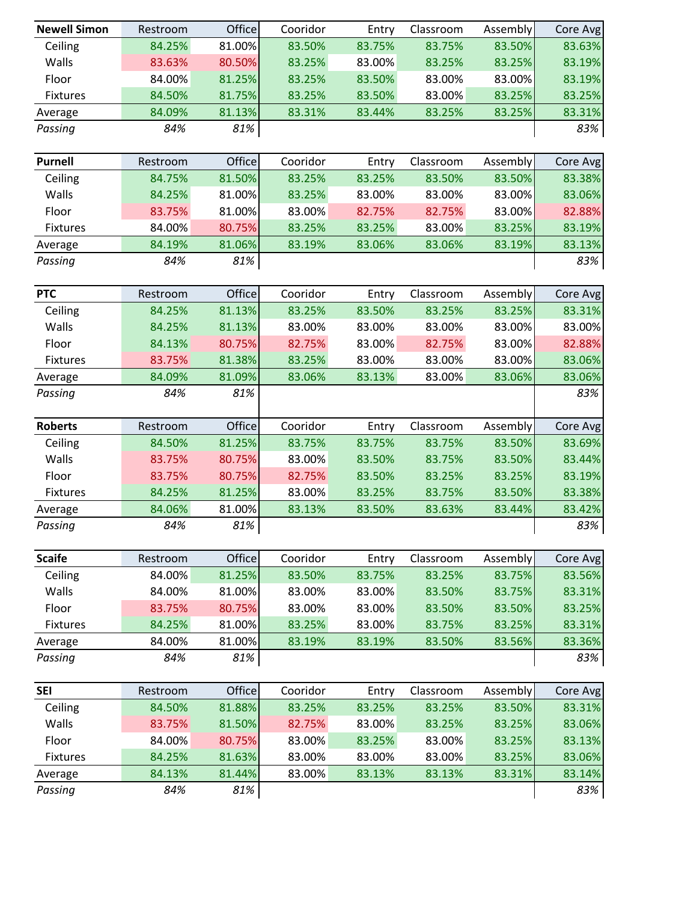| Newell Simon | Restroom | Office | Cooridor | Entry | Classroom | Assembly | Core Avg |
|---|---|---|---|---|---|---|---|
| Ceiling | 84.25% | 81.00% | 83.50% | 83.75% | 83.75% | 83.50% | 83.63% |
| Walls | 83.63% | 80.50% | 83.25% | 83.00% | 83.25% | 83.25% | 83.19% |
| Floor | 84.00% | 81.25% | 83.25% | 83.50% | 83.00% | 83.00% | 83.19% |
| Fixtures | 84.50% | 81.75% | 83.25% | 83.50% | 83.00% | 83.25% | 83.25% |
| Average | 84.09% | 81.13% | 83.31% | 83.44% | 83.25% | 83.25% | 83.31% |
| *Passing* | *84%* | *81%* | | | | | *83%* |

| Purnell | Restroom | Office | Cooridor | Entry | Classroom | Assembly | Core Avg |
|---|---|---|---|---|---|---|---|
| Ceiling | 84.75% | 81.50% | 83.25% | 83.25% | 83.50% | 83.50% | 83.38% |
| Walls | 84.25% | 81.00% | 83.25% | 83.00% | 83.00% | 83.00% | 83.06% |
| Floor | 83.75% | 81.00% | 83.00% | 82.75% | 82.75% | 83.00% | 82.88% |
| Fixtures | 84.00% | 80.75% | 83.25% | 83.25% | 83.00% | 83.25% | 83.19% |
| Average | 84.19% | 81.06% | 83.19% | 83.06% | 83.06% | 83.19% | 83.13% |
| *Passing* | *84%* | *81%* | | | | | *83%* |

| PTC | Restroom | Office | Cooridor | Entry | Classroom | Assembly | Core Avg |
|---|---|---|---|---|---|---|---|
| Ceiling | 84.25% | 81.13% | 83.25% | 83.50% | 83.25% | 83.25% | 83.31% |
| Walls | 84.25% | 81.13% | 83.00% | 83.00% | 83.00% | 83.00% | 83.00% |
| Floor | 84.13% | 80.75% | 82.75% | 83.00% | 82.75% | 83.00% | 82.88% |
| Fixtures | 83.75% | 81.38% | 83.25% | 83.00% | 83.00% | 83.00% | 83.06% |
| Average | 84.09% | 81.09% | 83.06% | 83.13% | 83.00% | 83.06% | 83.06% |
| *Passing* | *84%* | *81%* | | | | | *83%* |

| Roberts | Restroom | Office | Cooridor | Entry | Classroom | Assembly | Core Avg |
|---|---|---|---|---|---|---|---|
| Ceiling | 84.50% | 81.25% | 83.75% | 83.75% | 83.75% | 83.50% | 83.69% |
| Walls | 83.75% | 80.75% | 83.00% | 83.50% | 83.75% | 83.50% | 83.44% |
| Floor | 83.75% | 80.75% | 82.75% | 83.50% | 83.25% | 83.25% | 83.19% |
| Fixtures | 84.25% | 81.25% | 83.00% | 83.25% | 83.75% | 83.50% | 83.38% |
| Average | 84.06% | 81.00% | 83.13% | 83.50% | 83.63% | 83.44% | 83.42% |
| *Passing* | *84%* | *81%* | | | | | *83%* |

| Scaife | Restroom | Office | Cooridor | Entry | Classroom | Assembly | Core Avg |
|---|---|---|---|---|---|---|---|
| Ceiling | 84.00% | 81.25% | 83.50% | 83.75% | 83.25% | 83.75% | 83.56% |
| Walls | 84.00% | 81.00% | 83.00% | 83.00% | 83.50% | 83.75% | 83.31% |
| Floor | 83.75% | 80.75% | 83.00% | 83.00% | 83.50% | 83.50% | 83.25% |
| Fixtures | 84.25% | 81.00% | 83.25% | 83.00% | 83.75% | 83.25% | 83.31% |
| Average | 84.00% | 81.00% | 83.19% | 83.19% | 83.50% | 83.56% | 83.36% |
| *Passing* | *84%* | *81%* | | | | | *83%* |

| SEI | Restroom | Office | Cooridor | Entry | Classroom | Assembly | Core Avg |
|---|---|---|---|---|---|---|---|
| Ceiling | 84.50% | 81.88% | 83.25% | 83.25% | 83.25% | 83.50% | 83.31% |
| Walls | 83.75% | 81.50% | 82.75% | 83.00% | 83.25% | 83.25% | 83.06% |
| Floor | 84.00% | 80.75% | 83.00% | 83.25% | 83.00% | 83.25% | 83.13% |
| Fixtures | 84.25% | 81.63% | 83.00% | 83.00% | 83.00% | 83.25% | 83.06% |
| Average | 84.13% | 81.44% | 83.00% | 83.13% | 83.13% | 83.31% | 83.14% |
| *Passing* | *84%* | *81%* | | | | | *83%* |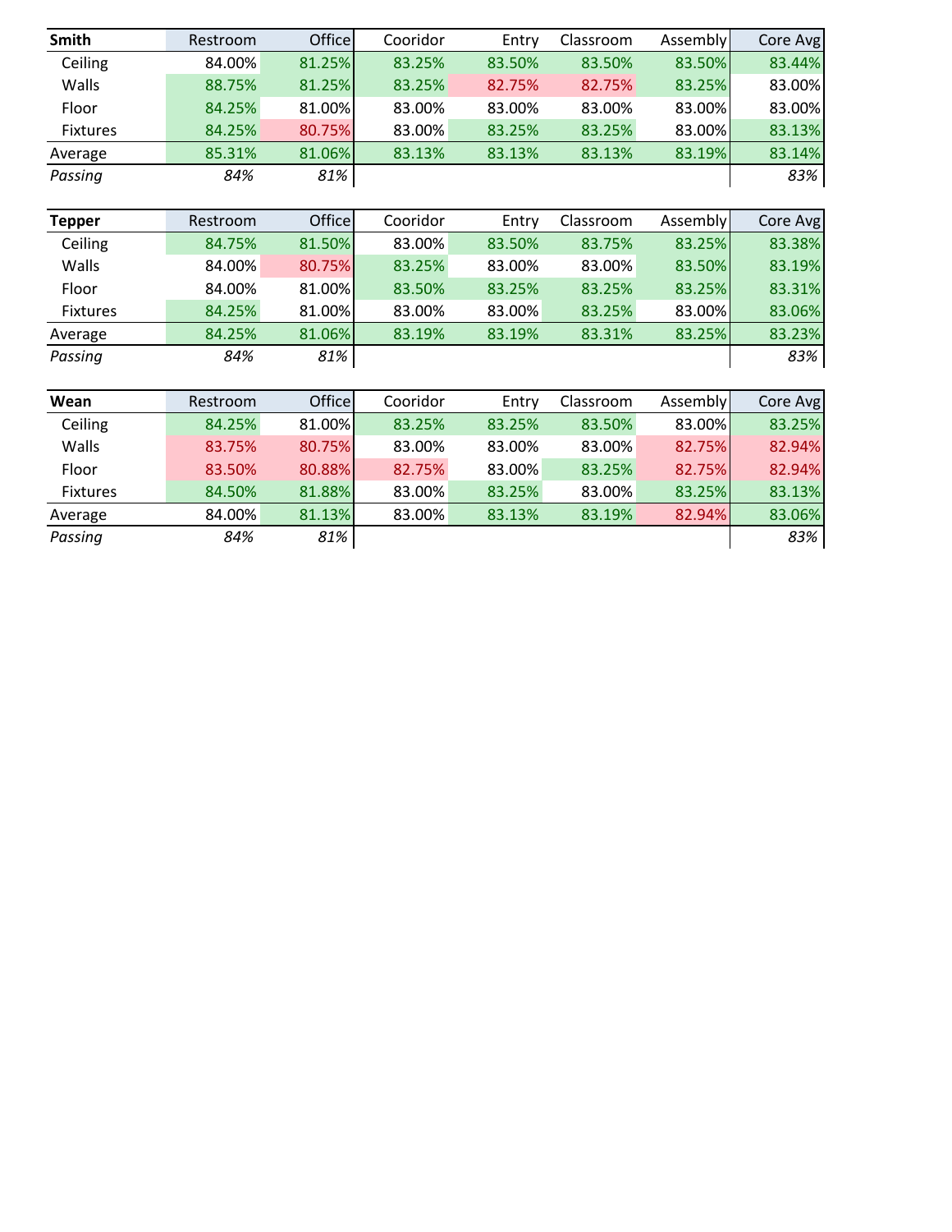| Smith | Restroom | Office | Cooridor | Entry | Classroom | Assembly | Core Avg |
|---|---|---|---|---|---|---|---|
| Ceiling | 84.00% | 81.25% | 83.25% | 83.50% | 83.50% | 83.50% | 83.44% |
| Walls | 88.75% | 81.25% | 83.25% | 82.75% | 82.75% | 83.25% | 83.00% |
| Floor | 84.25% | 81.00% | 83.00% | 83.00% | 83.00% | 83.00% | 83.00% |
| Fixtures | 84.25% | 80.75% | 83.00% | 83.25% | 83.25% | 83.00% | 83.13% |
| Average | 85.31% | 81.06% | 83.13% | 83.13% | 83.13% | 83.19% | 83.14% |
| *Passing* | *84%* | *81%* | | | | | *83%* |

| Tepper | Restroom | Office | Cooridor | Entry | Classroom | Assembly | Core Avg |
|---|---|---|---|---|---|---|---|
| Ceiling | 84.75% | 81.50% | 83.00% | 83.50% | 83.75% | 83.25% | 83.38% |
| Walls | 84.00% | 80.75% | 83.25% | 83.00% | 83.00% | 83.50% | 83.19% |
| Floor | 84.00% | 81.00% | 83.50% | 83.25% | 83.25% | 83.25% | 83.31% |
| Fixtures | 84.25% | 81.00% | 83.00% | 83.00% | 83.25% | 83.00% | 83.06% |
| Average | 84.25% | 81.06% | 83.19% | 83.19% | 83.31% | 83.25% | 83.23% |
| *Passing* | *84%* | *81%* | | | | | *83%* |

| Wean | Restroom | Office | Cooridor | Entry | Classroom | Assembly | Core Avg |
|---|---|---|---|---|---|---|---|
| Ceiling | 84.25% | 81.00% | 83.25% | 83.25% | 83.50% | 83.00% | 83.25% |
| Walls | 83.75% | 80.75% | 83.00% | 83.00% | 83.00% | 82.75% | 82.94% |
| Floor | 83.50% | 80.88% | 82.75% | 83.00% | 83.25% | 82.75% | 82.94% |
| Fixtures | 84.50% | 81.88% | 83.00% | 83.25% | 83.00% | 83.25% | 83.13% |
| Average | 84.00% | 81.13% | 83.00% | 83.13% | 83.19% | 82.94% | 83.06% |
| *Passing* | *84%* | *81%* | | | | | *83%* |